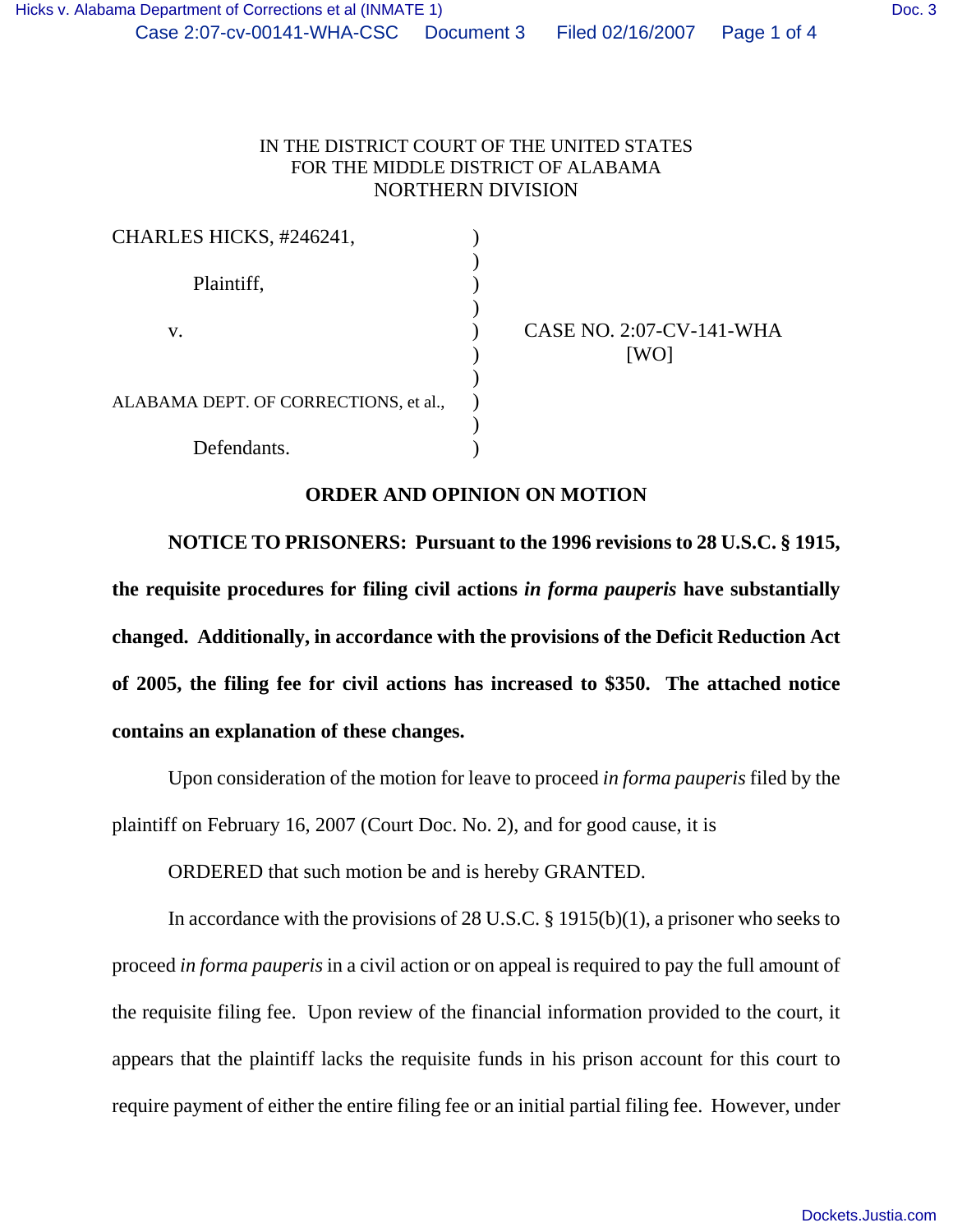IN THE DISTRICT COURT OF THE UNITED STATES
FOR THE MIDDLE DISTRICT OF ALABAMA
NORTHERN DIVISION

CHARLES HICKS, #246241,

Plaintiff,

v.

ALABAMA DEPT. OF CORRECTIONS, et al.,

Defendants.

CASE NO. 2:07-CV-141-WHA
[WO]

**ORDER AND OPINION ON MOTION**

**NOTICE TO PRISONERS: Pursuant to the 1996 revisions to 28 U.S.C. § 1915, the requisite procedures for filing civil actions *in forma pauperis* have substantially changed. Additionally, in accordance with the provisions of the Deficit Reduction Act of 2005, the filing fee for civil actions has increased to $350. The attached notice contains an explanation of these changes.**

Upon consideration of the motion for leave to proceed *in forma pauperis* filed by the plaintiff on February 16, 2007 (Court Doc. No. 2), and for good cause, it is

ORDERED that such motion be and is hereby GRANTED.

In accordance with the provisions of 28 U.S.C. § 1915(b)(1), a prisoner who seeks to proceed *in forma pauperis* in a civil action or on appeal is required to pay the full amount of the requisite filing fee. Upon review of the financial information provided to the court, it appears that the plaintiff lacks the requisite funds in his prison account for this court to require payment of either the entire filing fee or an initial partial filing fee. However, under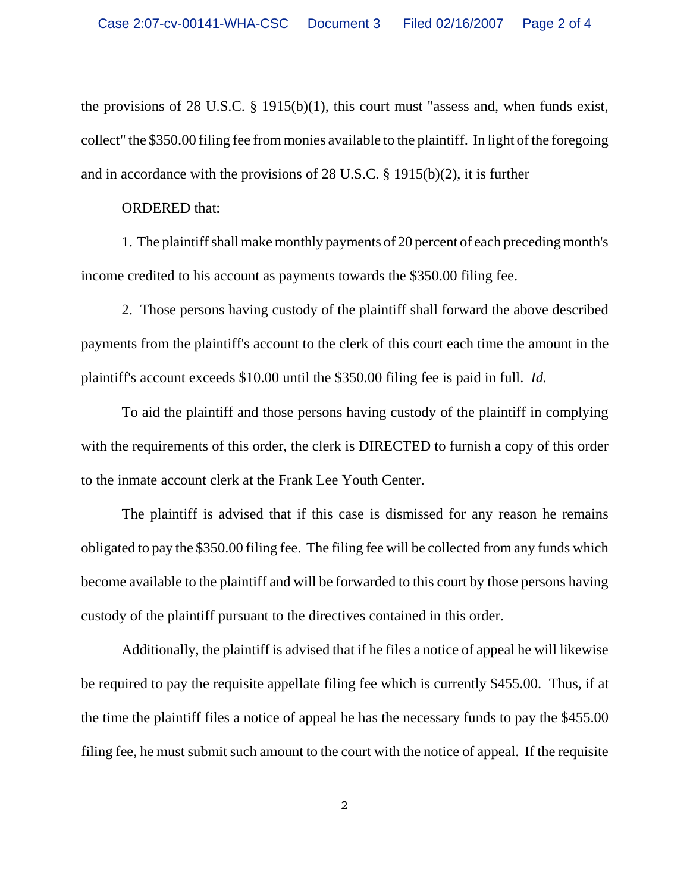the provisions of 28 U.S.C. § 1915(b)(1), this court must "assess and, when funds exist, collect" the $350.00 filing fee from monies available to the plaintiff. In light of the foregoing and in accordance with the provisions of 28 U.S.C. § 1915(b)(2), it is further

ORDERED that:

1. The plaintiff shall make monthly payments of 20 percent of each preceding month's income credited to his account as payments towards the $350.00 filing fee.

2. Those persons having custody of the plaintiff shall forward the above described payments from the plaintiff's account to the clerk of this court each time the amount in the plaintiff's account exceeds $10.00 until the $350.00 filing fee is paid in full. *Id.*

To aid the plaintiff and those persons having custody of the plaintiff in complying with the requirements of this order, the clerk is DIRECTED to furnish a copy of this order to the inmate account clerk at the Frank Lee Youth Center.

The plaintiff is advised that if this case is dismissed for any reason he remains obligated to pay the $350.00 filing fee. The filing fee will be collected from any funds which become available to the plaintiff and will be forwarded to this court by those persons having custody of the plaintiff pursuant to the directives contained in this order.

Additionally, the plaintiff is advised that if he files a notice of appeal he will likewise be required to pay the requisite appellate filing fee which is currently $455.00. Thus, if at the time the plaintiff files a notice of appeal he has the necessary funds to pay the $455.00 filing fee, he must submit such amount to the court with the notice of appeal. If the requisite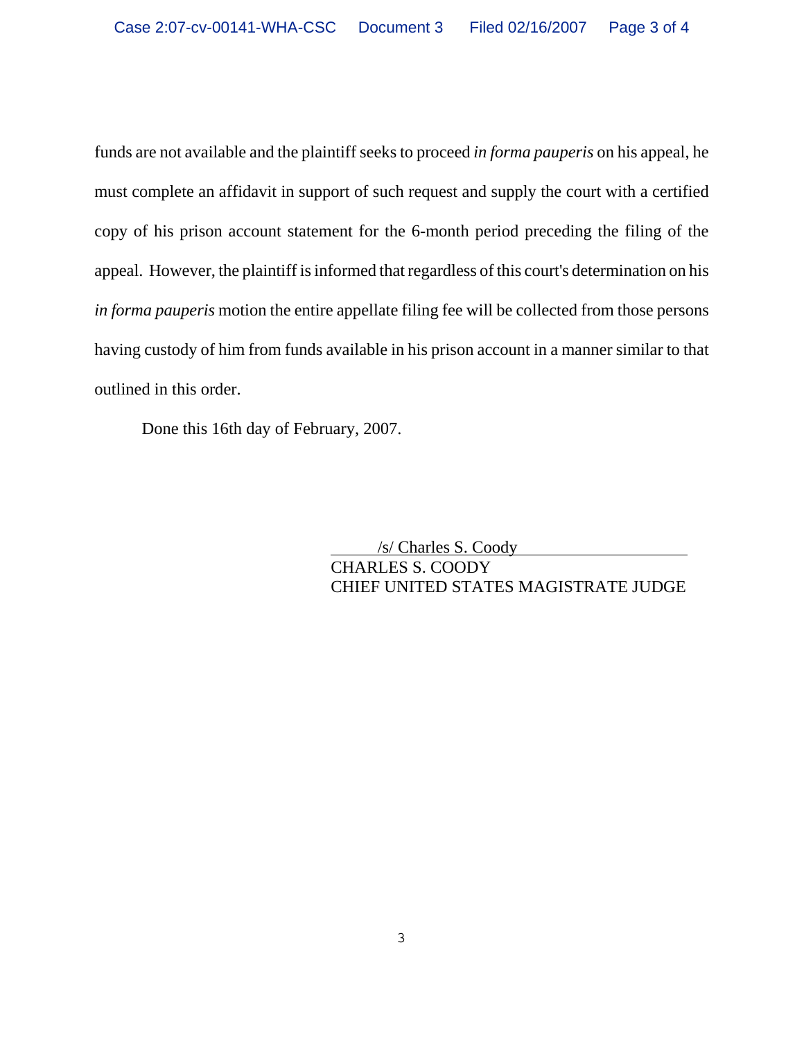funds are not available and the plaintiff seeks to proceed *in forma pauperis* on his appeal, he must complete an affidavit in support of such request and supply the court with a certified copy of his prison account statement for the 6-month period preceding the filing of the appeal. However, the plaintiff is informed that regardless of this court's determination on his *in forma pauperis* motion the entire appellate filing fee will be collected from those persons having custody of him from funds available in his prison account in a manner similar to that outlined in this order.

Done this 16th day of February, 2007.

/s/ Charles S. Coody
CHARLES S. COODY
CHIEF UNITED STATES MAGISTRATE JUDGE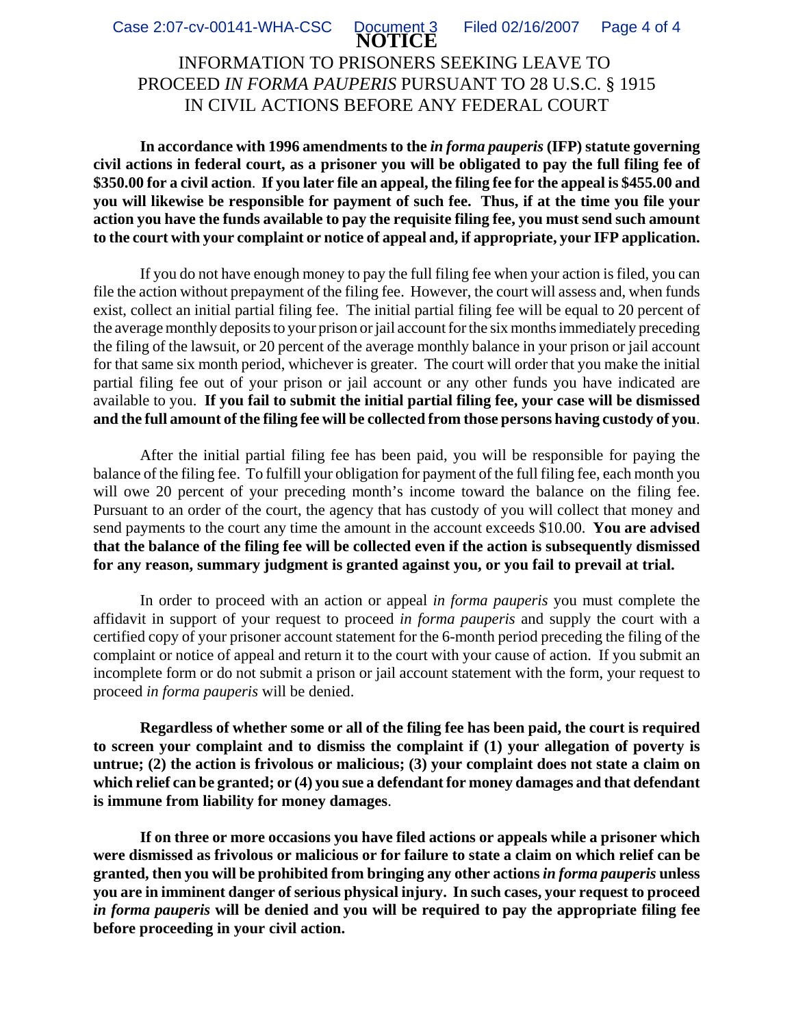# NOTICE

## INFORMATION TO PRISONERS SEEKING LEAVE TO PROCEED *IN FORMA PAUPERIS* PURSUANT TO 28 U.S.C. § 1915 IN CIVIL ACTIONS BEFORE ANY FEDERAL COURT

**In accordance with 1996 amendments to the *in forma pauperis* (IFP) statute governing civil actions in federal court, as a prisoner you will be obligated to pay the full filing fee of $350.00 for a civil action. If you later file an appeal, the filing fee for the appeal is $455.00 and you will likewise be responsible for payment of such fee. Thus, if at the time you file your action you have the funds available to pay the requisite filing fee, you must send such amount to the court with your complaint or notice of appeal and, if appropriate, your IFP application.**

If you do not have enough money to pay the full filing fee when your action is filed, you can file the action without prepayment of the filing fee. However, the court will assess and, when funds exist, collect an initial partial filing fee. The initial partial filing fee will be equal to 20 percent of the average monthly deposits to your prison or jail account for the six months immediately preceding the filing of the lawsuit, or 20 percent of the average monthly balance in your prison or jail account for that same six month period, whichever is greater. The court will order that you make the initial partial filing fee out of your prison or jail account or any other funds you have indicated are available to you. **If you fail to submit the initial partial filing fee, your case will be dismissed and the full amount of the filing fee will be collected from those persons having custody of you**.

After the initial partial filing fee has been paid, you will be responsible for paying the balance of the filing fee. To fulfill your obligation for payment of the full filing fee, each month you will owe 20 percent of your preceding month's income toward the balance on the filing fee. Pursuant to an order of the court, the agency that has custody of you will collect that money and send payments to the court any time the amount in the account exceeds $10.00. **You are advised that the balance of the filing fee will be collected even if the action is subsequently dismissed for any reason, summary judgment is granted against you, or you fail to prevail at trial.**

In order to proceed with an action or appeal *in forma pauperis* you must complete the affidavit in support of your request to proceed *in forma pauperis* and supply the court with a certified copy of your prisoner account statement for the 6-month period preceding the filing of the complaint or notice of appeal and return it to the court with your cause of action. If you submit an incomplete form or do not submit a prison or jail account statement with the form, your request to proceed *in forma pauperis* will be denied.

**Regardless of whether some or all of the filing fee has been paid, the court is required to screen your complaint and to dismiss the complaint if (1) your allegation of poverty is untrue; (2) the action is frivolous or malicious; (3) your complaint does not state a claim on which relief can be granted; or (4) you sue a defendant for money damages and that defendant is immune from liability for money damages**.

**If on three or more occasions you have filed actions or appeals while a prisoner which were dismissed as frivolous or malicious or for failure to state a claim on which relief can be granted, then you will be prohibited from bringing any other actions *in forma pauperis* unless you are in imminent danger of serious physical injury. In such cases, your request to proceed *in forma pauperis* will be denied and you will be required to pay the appropriate filing fee before proceeding in your civil action.**